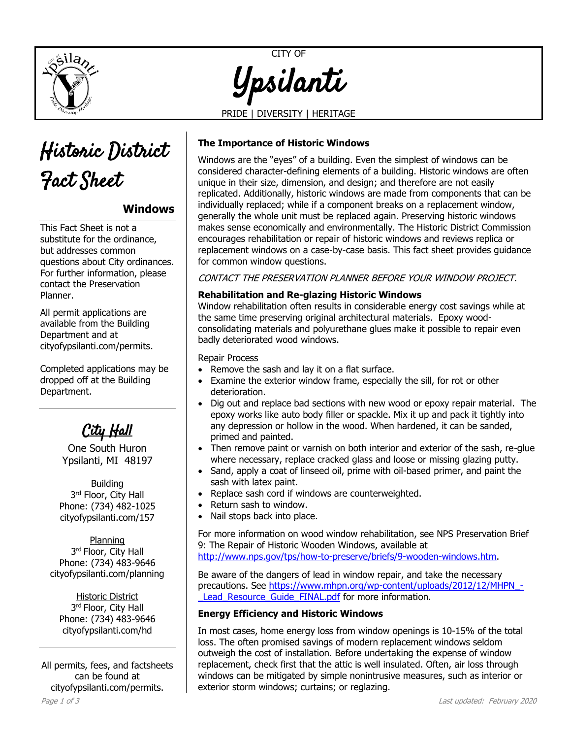CITY OF

# Ypsilanti

PRIDE | DIVERSITY | HERITAGE

# Historic District Fact Sheet

## Windows

This Fact Sheet is not a substitute for the ordinance, but addresses common questions about City ordinances. For further information, please contact the Preservation Planner.

All permit applications are available from the Building Department and at cityofypsilanti.com/permits.

Completed applications may be dropped off at the Building Department.

### City Hall

One South Huron
Ypsilanti, MI 48197

Building
3rd Floor, City Hall
Phone: (734) 482-1025
cityofypsilanti.com/157

Planning
3rd Floor, City Hall
Phone: (734) 483-9646
cityofypsilanti.com/planning

Historic District
3rd Floor, City Hall
Phone: (734) 483-9646
cityofypsilanti.com/hd

All permits, fees, and factsheets can be found at cityofypsilanti.com/permits.

**The Importance of Historic Windows**

Windows are the "eyes" of a building. Even the simplest of windows can be considered character-defining elements of a building. Historic windows are often unique in their size, dimension, and design; and therefore are not easily replicated. Additionally, historic windows are made from components that can be individually replaced; while if a component breaks on a replacement window, generally the whole unit must be replaced again. Preserving historic windows makes sense economically and environmentally. The Historic District Commission encourages rehabilitation or repair of historic windows and reviews replica or replacement windows on a case-by-case basis. This fact sheet provides guidance for common window questions.

*CONTACT THE PRESERVATION PLANNER BEFORE YOUR WINDOW PROJECT.*

**Rehabilitation and Re-glazing Historic Windows**

Window rehabilitation often results in considerable energy cost savings while at the same time preserving original architectural materials. Epoxy wood-consolidating materials and polyurethane glues make it possible to repair even badly deteriorated wood windows.

Repair Process

- Remove the sash and lay it on a flat surface.
- Examine the exterior window frame, especially the sill, for rot or other deterioration.
- Dig out and replace bad sections with new wood or epoxy repair material. The epoxy works like auto body filler or spackle. Mix it up and pack it tightly into any depression or hollow in the wood. When hardened, it can be sanded, primed and painted.
- Then remove paint or varnish on both interior and exterior of the sash, re-glue where necessary, replace cracked glass and loose or missing glazing putty.
- Sand, apply a coat of linseed oil, prime with oil-based primer, and paint the sash with latex paint.
- Replace sash cord if windows are counterweighted.
- Return sash to window.
- Nail stops back into place.

For more information on wood window rehabilitation, see NPS Preservation Brief 9: The Repair of Historic Wooden Windows, available at http://www.nps.gov/tps/how-to-preserve/briefs/9-wooden-windows.htm.

Be aware of the dangers of lead in window repair, and take the necessary precautions. See https://www.mhpn.org/wp-content/uploads/2012/12/MHPN_-_Lead_Resource_Guide_FINAL.pdf for more information.

**Energy Efficiency and Historic Windows**

In most cases, home energy loss from window openings is 10-15% of the total loss. The often promised savings of modern replacement windows seldom outweigh the cost of installation. Before undertaking the expense of window replacement, check first that the attic is well insulated. Often, air loss through windows can be mitigated by simple nonintrusive measures, such as interior or exterior storm windows; curtains; or reglazing.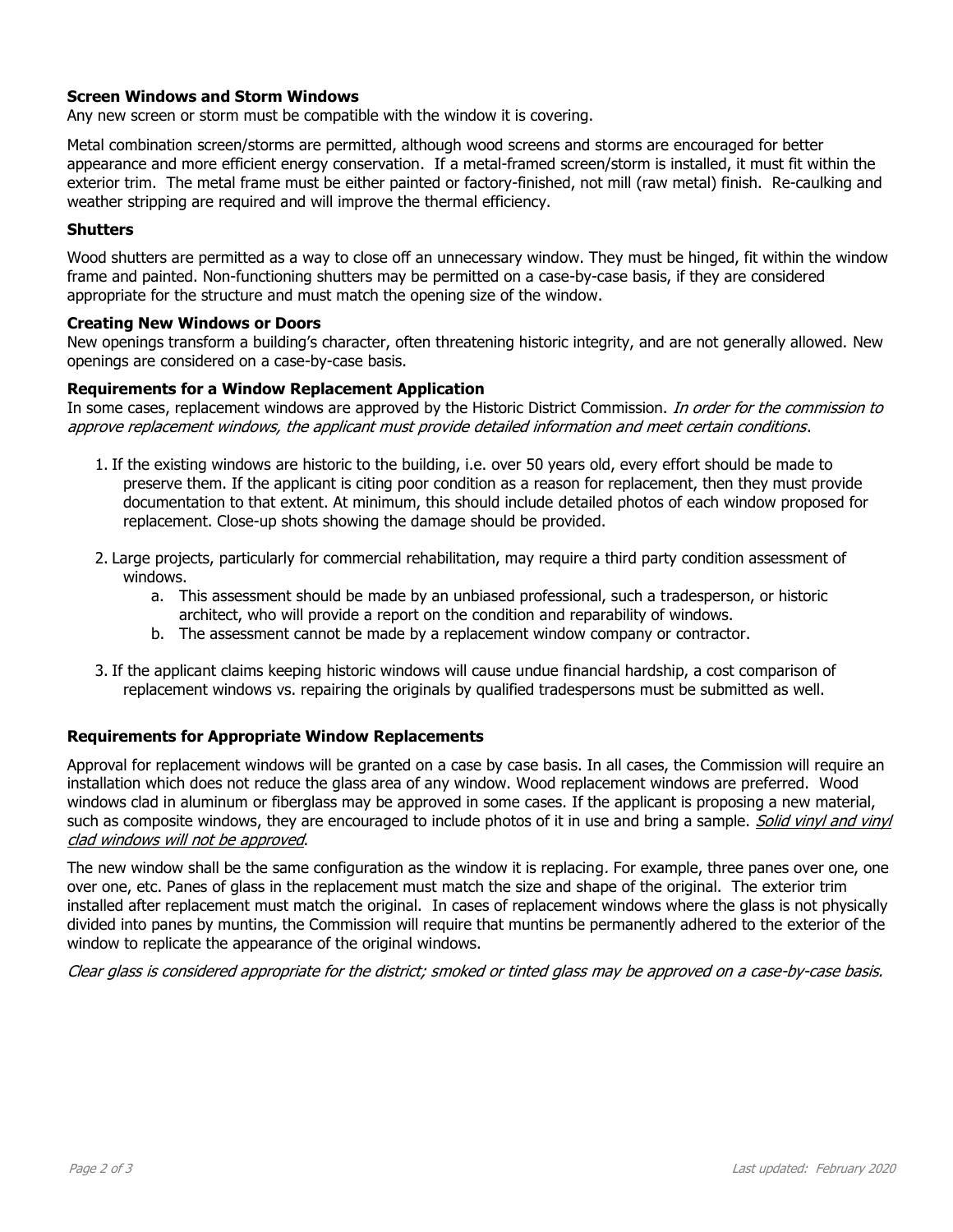### Screen Windows and Storm Windows

Any new screen or storm must be compatible with the window it is covering.

Metal combination screen/storms are permitted, although wood screens and storms are encouraged for better appearance and more efficient energy conservation. If a metal-framed screen/storm is installed, it must fit within the exterior trim. The metal frame must be either painted or factory-finished, not mill (raw metal) finish. Re-caulking and weather stripping are required and will improve the thermal efficiency.

### Shutters

Wood shutters are permitted as a way to close off an unnecessary window. They must be hinged, fit within the window frame and painted. Non-functioning shutters may be permitted on a case-by-case basis, if they are considered appropriate for the structure and must match the opening size of the window.

### Creating New Windows or Doors

New openings transform a building's character, often threatening historic integrity, and are not generally allowed. New openings are considered on a case-by-case basis.

### Requirements for a Window Replacement Application

In some cases, replacement windows are approved by the Historic District Commission. *In order for the commission to approve replacement windows, the applicant must provide detailed information and meet certain conditions*.

1. If the existing windows are historic to the building, i.e. over 50 years old, every effort should be made to preserve them. If the applicant is citing poor condition as a reason for replacement, then they must provide documentation to that extent. At minimum, this should include detailed photos of each window proposed for replacement. Close-up shots showing the damage should be provided.

2. Large projects, particularly for commercial rehabilitation, may require a third party condition assessment of windows.
   a. This assessment should be made by an unbiased professional, such a tradesperson, or historic architect, who will provide a report on the condition and reparability of windows.
   b. The assessment cannot be made by a replacement window company or contractor.

3. If the applicant claims keeping historic windows will cause undue financial hardship, a cost comparison of replacement windows vs. repairing the originals by qualified tradespersons must be submitted as well.

### Requirements for Appropriate Window Replacements

Approval for replacement windows will be granted on a case by case basis. In all cases, the Commission will require an installation which does not reduce the glass area of any window. Wood replacement windows are preferred. Wood windows clad in aluminum or fiberglass may be approved in some cases. If the applicant is proposing a new material, such as composite windows, they are encouraged to include photos of it in use and bring a sample. *Solid vinyl and vinyl clad windows will not be approved*.

The new window shall be the same configuration as the window it is replacing. For example, three panes over one, one over one, etc. Panes of glass in the replacement must match the size and shape of the original. The exterior trim installed after replacement must match the original. In cases of replacement windows where the glass is not physically divided into panes by muntins, the Commission will require that muntins be permanently adhered to the exterior of the window to replicate the appearance of the original windows.

*Clear glass is considered appropriate for the district; smoked or tinted glass may be approved on a case-by-case basis.*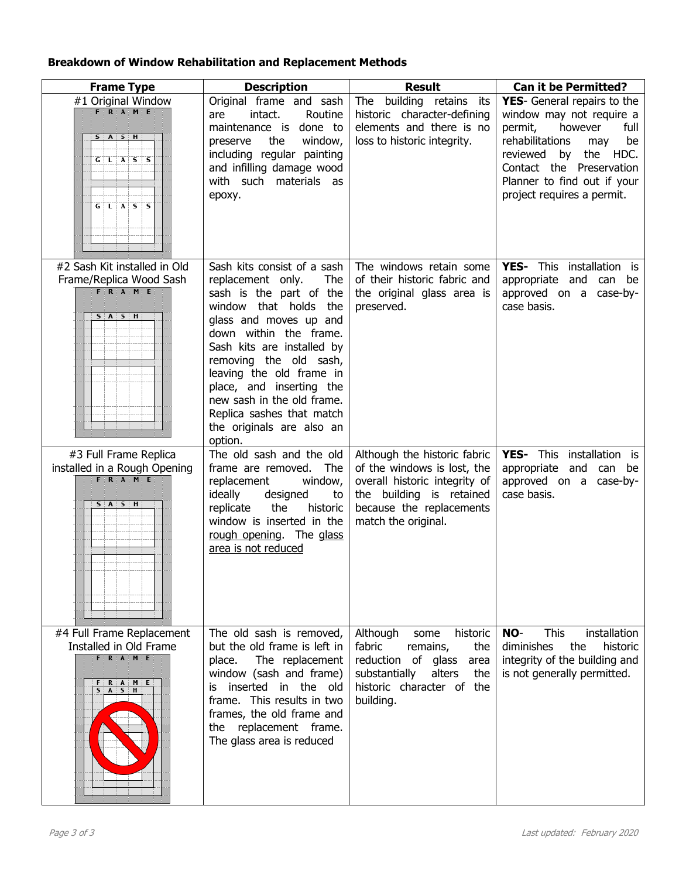**Breakdown of Window Rehabilitation and Replacement Methods**

| Frame Type | Description | Result | Can it be Permitted? |
|---|---|---|---|
| #1 Original Window | Original frame and sash are intact. Routine maintenance is done to preserve the window, including regular painting and infilling damage wood with such materials as epoxy. | The building retains its historic character-defining elements and there is no loss to historic integrity. | **YES**- General repairs to the window may not require a permit, however full rehabilitations may be reviewed by the HDC. Contact the Preservation Planner to find out if your project requires a permit. |
| #2 Sash Kit installed in Old Frame/Replica Wood Sash | Sash kits consist of a sash replacement only. The sash is the part of the window that holds the glass and moves up and down within the frame. Sash kits are installed by removing the old sash, leaving the old frame in place, and inserting the new sash in the old frame. Replica sashes that match the originals are also an option. | The windows retain some of their historic fabric and the original glass area is preserved. | **YES-** This installation is appropriate and can be approved on a case-by-case basis. |
| #3 Full Frame Replica installed in a Rough Opening | The old sash and the old frame are removed. The replacement window, ideally designed to replicate the historic window is inserted in the <u>rough opening</u>. The <u>glass area is not reduced</u> | Although the historic fabric of the windows is lost, the overall historic integrity of the building is retained because the replacements match the original. | **YES-** This installation is appropriate and can be approved on a case-by-case basis. |
| #4 Full Frame Replacement Installed in Old Frame | The old sash is removed, but the old frame is left in place. The replacement window (sash and frame) is inserted in the old frame. This results in two frames, the old frame and the replacement frame. The glass area is reduced | Although some historic fabric remains, the reduction of glass area substantially alters the historic character of the building. | **NO**- This installation diminishes the historic integrity of the building and is not generally permitted. |